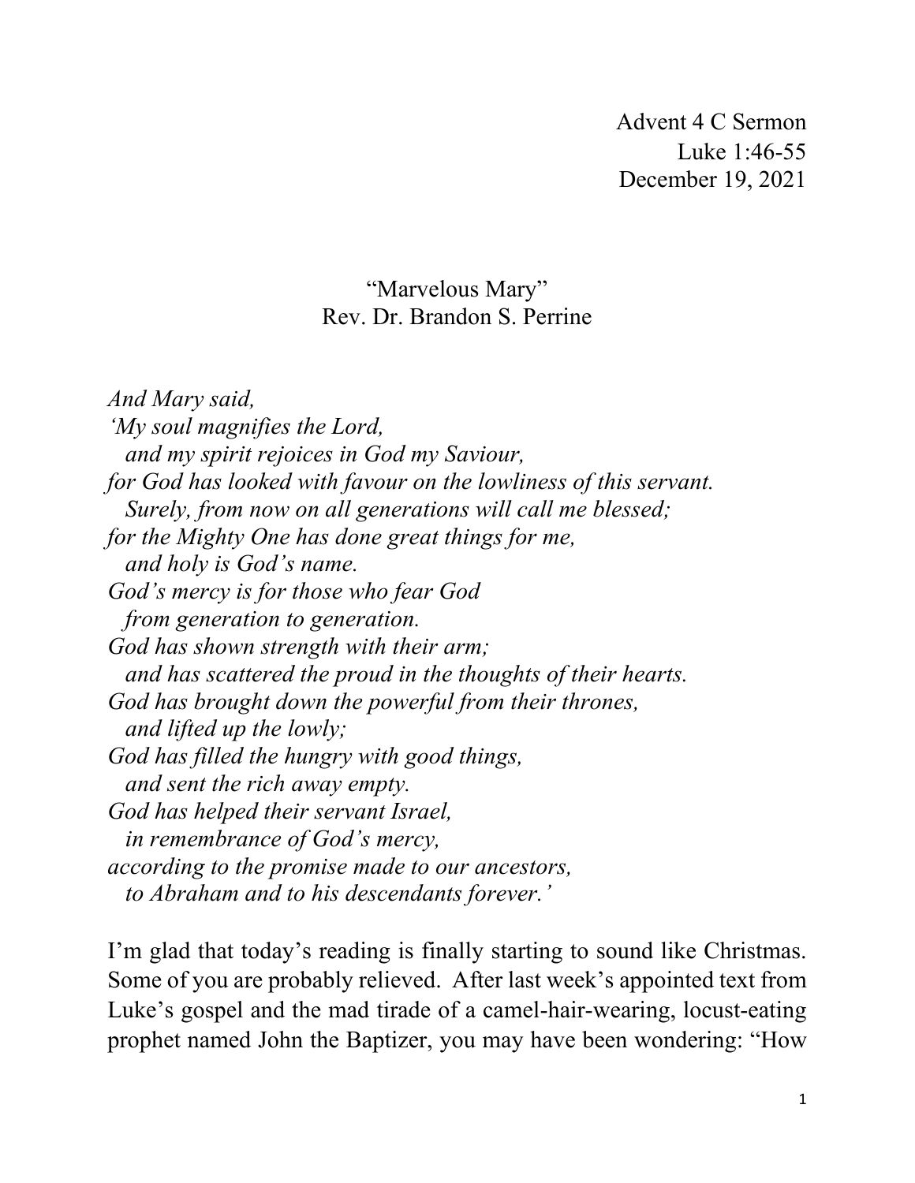Advent 4 C Sermon
Luke 1:46-55
December 19, 2021

# "Marvelous Mary"

Rev. Dr. Brandon S. Perrine

*And Mary said,*
*'My soul magnifies the Lord,*
*and my spirit rejoices in God my Saviour,*
*for God has looked with favour on the lowliness of this servant.*
*Surely, from now on all generations will call me blessed;*
*for the Mighty One has done great things for me,*
*and holy is God's name.*
*God's mercy is for those who fear God*
*from generation to generation.*
*God has shown strength with their arm;*
*and has scattered the proud in the thoughts of their hearts.*
*God has brought down the powerful from their thrones,*
*and lifted up the lowly;*
*God has filled the hungry with good things,*
*and sent the rich away empty.*
*God has helped their servant Israel,*
*in remembrance of God's mercy,*
*according to the promise made to our ancestors,*
*to Abraham and to his descendants forever.'*

I'm glad that today's reading is finally starting to sound like Christmas. Some of you are probably relieved. After last week's appointed text from Luke's gospel and the mad tirade of a camel-hair-wearing, locust-eating prophet named John the Baptizer, you may have been wondering: "How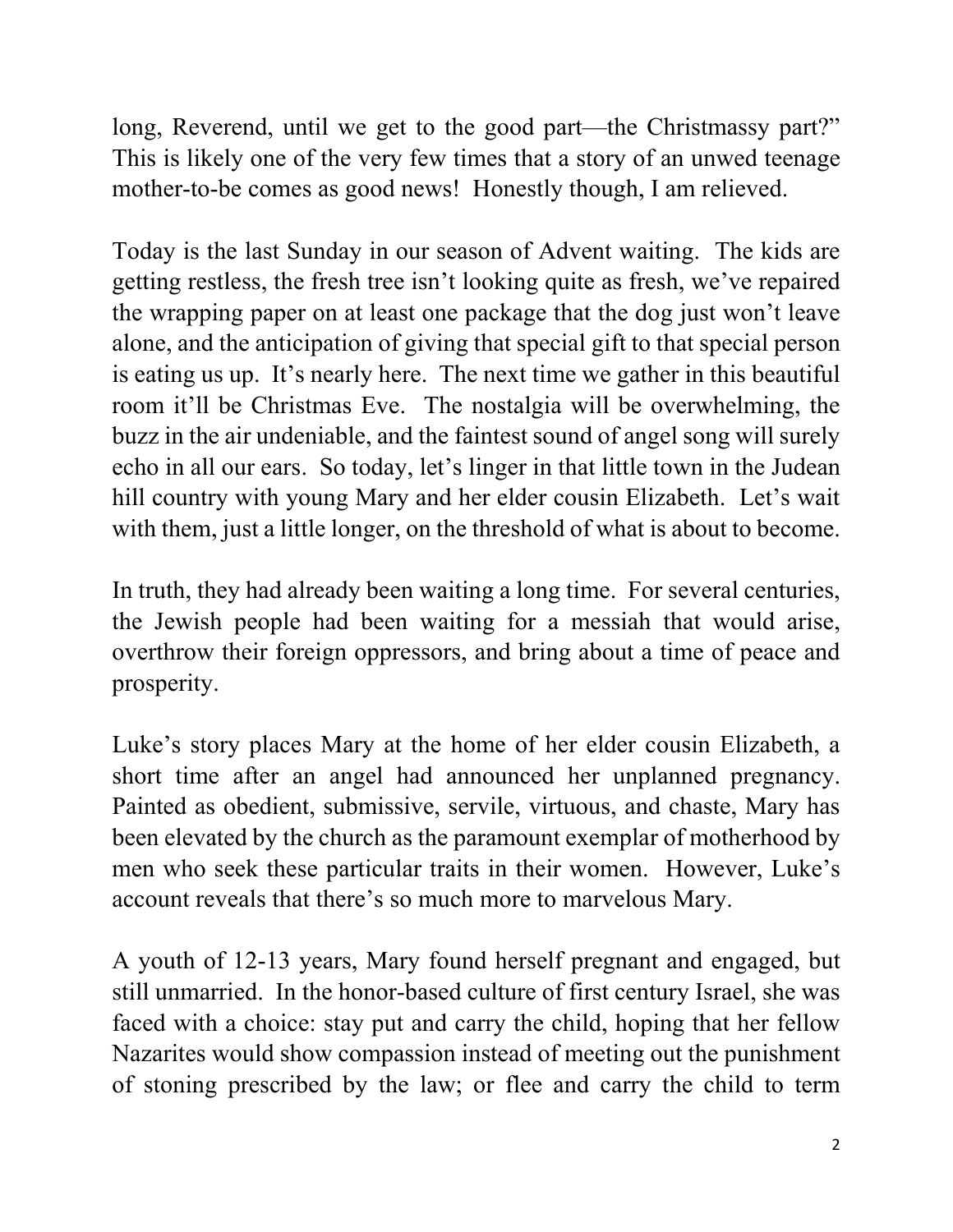long, Reverend, until we get to the good part—the Christmassy part?" This is likely one of the very few times that a story of an unwed teenage mother-to-be comes as good news! Honestly though, I am relieved.

Today is the last Sunday in our season of Advent waiting. The kids are getting restless, the fresh tree isn't looking quite as fresh, we've repaired the wrapping paper on at least one package that the dog just won't leave alone, and the anticipation of giving that special gift to that special person is eating us up. It's nearly here. The next time we gather in this beautiful room it'll be Christmas Eve. The nostalgia will be overwhelming, the buzz in the air undeniable, and the faintest sound of angel song will surely echo in all our ears. So today, let's linger in that little town in the Judean hill country with young Mary and her elder cousin Elizabeth. Let's wait with them, just a little longer, on the threshold of what is about to become.

In truth, they had already been waiting a long time. For several centuries, the Jewish people had been waiting for a messiah that would arise, overthrow their foreign oppressors, and bring about a time of peace and prosperity.

Luke's story places Mary at the home of her elder cousin Elizabeth, a short time after an angel had announced her unplanned pregnancy. Painted as obedient, submissive, servile, virtuous, and chaste, Mary has been elevated by the church as the paramount exemplar of motherhood by men who seek these particular traits in their women. However, Luke's account reveals that there's so much more to marvelous Mary.

A youth of 12-13 years, Mary found herself pregnant and engaged, but still unmarried. In the honor-based culture of first century Israel, she was faced with a choice: stay put and carry the child, hoping that her fellow Nazarites would show compassion instead of meeting out the punishment of stoning prescribed by the law; or flee and carry the child to term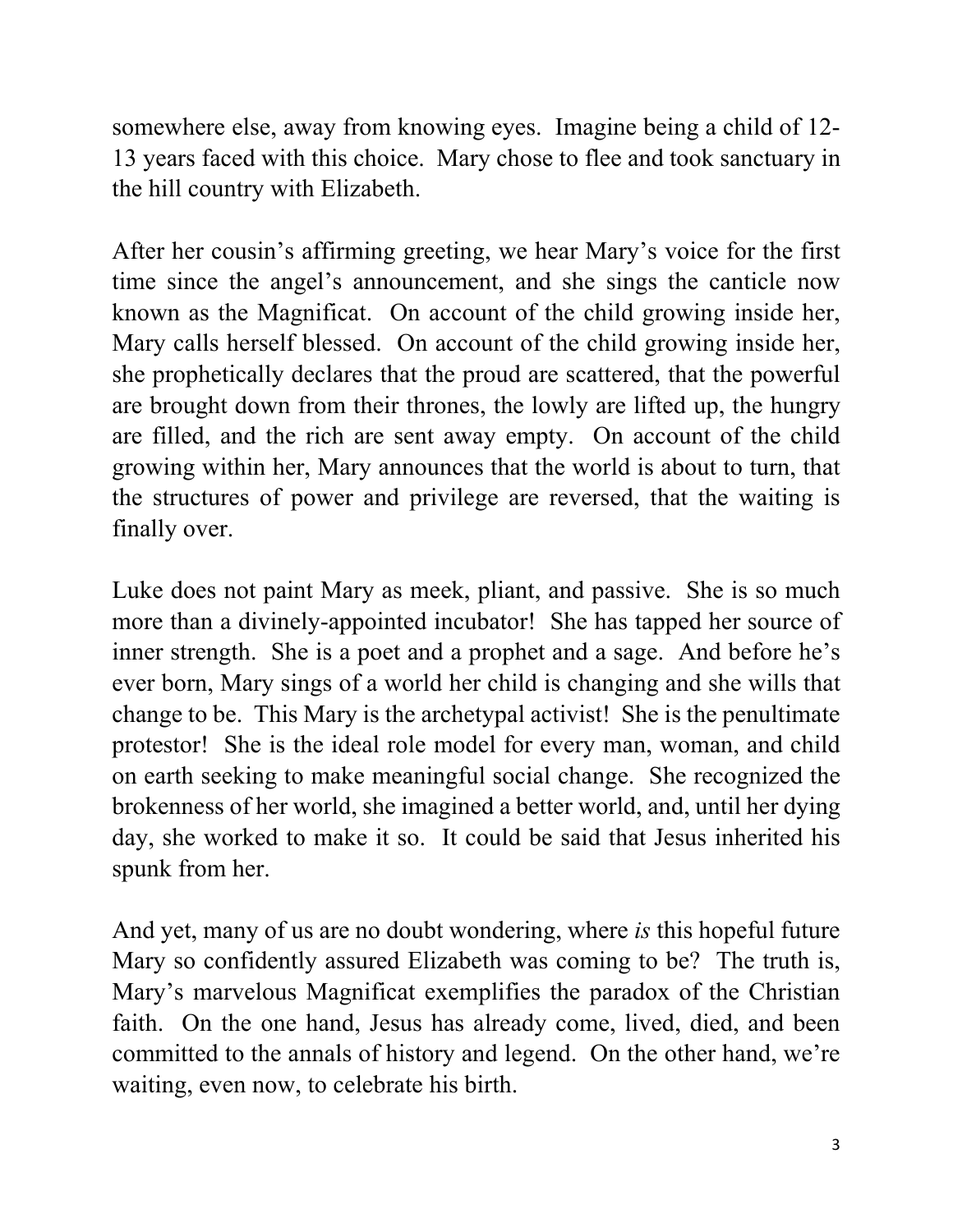somewhere else, away from knowing eyes. Imagine being a child of 12-13 years faced with this choice. Mary chose to flee and took sanctuary in the hill country with Elizabeth.

After her cousin's affirming greeting, we hear Mary's voice for the first time since the angel's announcement, and she sings the canticle now known as the Magnificat. On account of the child growing inside her, Mary calls herself blessed. On account of the child growing inside her, she prophetically declares that the proud are scattered, that the powerful are brought down from their thrones, the lowly are lifted up, the hungry are filled, and the rich are sent away empty. On account of the child growing within her, Mary announces that the world is about to turn, that the structures of power and privilege are reversed, that the waiting is finally over.

Luke does not paint Mary as meek, pliant, and passive. She is so much more than a divinely-appointed incubator! She has tapped her source of inner strength. She is a poet and a prophet and a sage. And before he's ever born, Mary sings of a world her child is changing and she wills that change to be. This Mary is the archetypal activist! She is the penultimate protestor! She is the ideal role model for every man, woman, and child on earth seeking to make meaningful social change. She recognized the brokenness of her world, she imagined a better world, and, until her dying day, she worked to make it so. It could be said that Jesus inherited his spunk from her.

And yet, many of us are no doubt wondering, where *is* this hopeful future Mary so confidently assured Elizabeth was coming to be? The truth is, Mary's marvelous Magnificat exemplifies the paradox of the Christian faith. On the one hand, Jesus has already come, lived, died, and been committed to the annals of history and legend. On the other hand, we're waiting, even now, to celebrate his birth.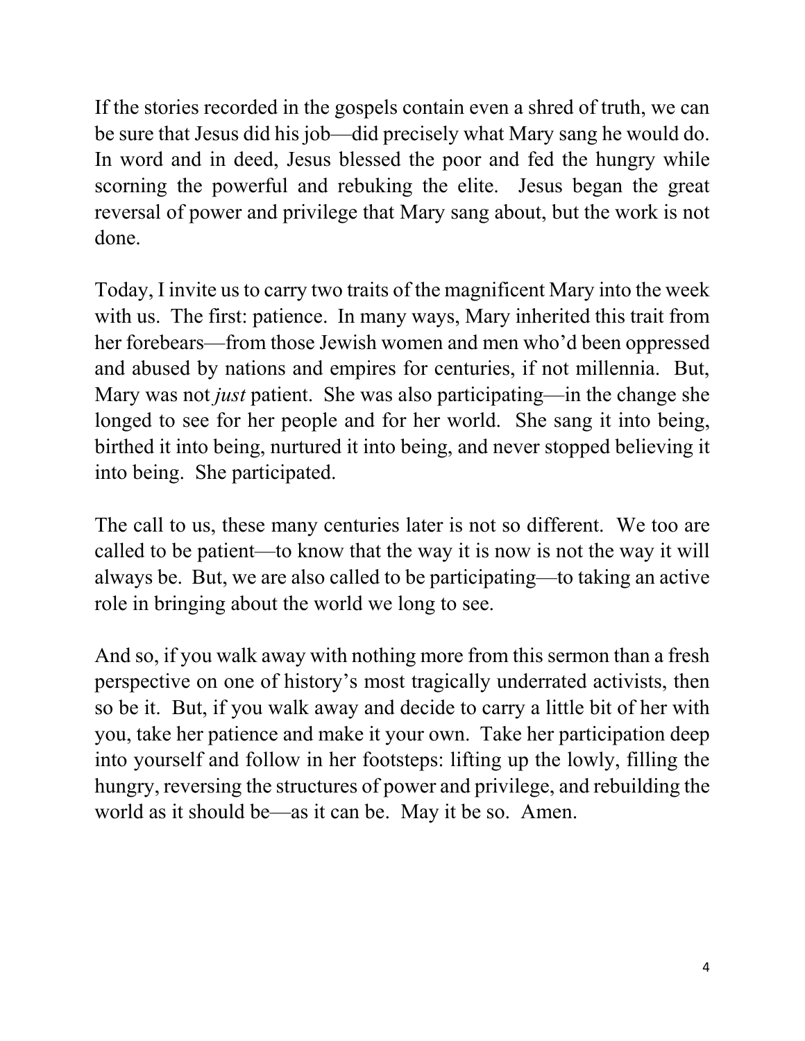If the stories recorded in the gospels contain even a shred of truth, we can be sure that Jesus did his job—did precisely what Mary sang he would do. In word and in deed, Jesus blessed the poor and fed the hungry while scorning the powerful and rebuking the elite. Jesus began the great reversal of power and privilege that Mary sang about, but the work is not done.

Today, I invite us to carry two traits of the magnificent Mary into the week with us. The first: patience. In many ways, Mary inherited this trait from her forebears—from those Jewish women and men who'd been oppressed and abused by nations and empires for centuries, if not millennia. But, Mary was not *just* patient. She was also participating—in the change she longed to see for her people and for her world. She sang it into being, birthed it into being, nurtured it into being, and never stopped believing it into being. She participated.

The call to us, these many centuries later is not so different. We too are called to be patient—to know that the way it is now is not the way it will always be. But, we are also called to be participating—to taking an active role in bringing about the world we long to see.

And so, if you walk away with nothing more from this sermon than a fresh perspective on one of history's most tragically underrated activists, then so be it. But, if you walk away and decide to carry a little bit of her with you, take her patience and make it your own. Take her participation deep into yourself and follow in her footsteps: lifting up the lowly, filling the hungry, reversing the structures of power and privilege, and rebuilding the world as it should be—as it can be. May it be so. Amen.